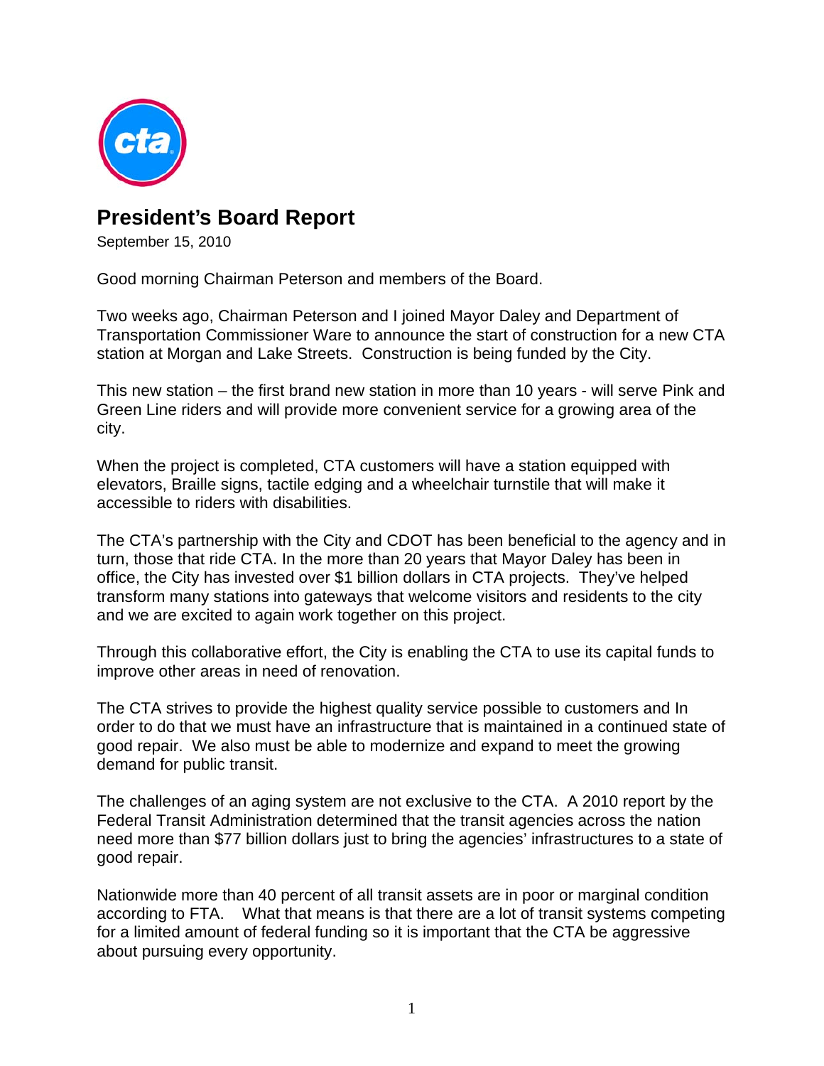# President's Board Report

September 15, 2010

Good morning Chairman Peterson and members of the Board.

Two weeks ago, Chairman Peterson and I joined Mayor Daley and Department of Transportation Commissioner Ware to announce the start of construction for a new CTA station at Morgan and Lake Streets. Construction is being funded by the City.

This new station – the first brand new station in more than 10 years - will serve Pink and Green Line riders and will provide more convenient service for a growing area of the city.

When the project is completed, CTA customers will have a station equipped with elevators, Braille signs, tactile edging and a wheelchair turnstile that will make it accessible to riders with disabilities.

The CTA's partnership with the City and CDOT has been beneficial to the agency and in turn, those that ride CTA. In the more than 20 years that Mayor Daley has been in office, the City has invested over $1 billion dollars in CTA projects. They've helped transform many stations into gateways that welcome visitors and residents to the city and we are excited to again work together on this project.

Through this collaborative effort, the City is enabling the CTA to use its capital funds to improve other areas in need of renovation.

The CTA strives to provide the highest quality service possible to customers and In order to do that we must have an infrastructure that is maintained in a continued state of good repair. We also must be able to modernize and expand to meet the growing demand for public transit.

The challenges of an aging system are not exclusive to the CTA. A 2010 report by the Federal Transit Administration determined that the transit agencies across the nation need more than $77 billion dollars just to bring the agencies' infrastructures to a state of good repair.

Nationwide more than 40 percent of all transit assets are in poor or marginal condition according to FTA. What that means is that there are a lot of transit systems competing for a limited amount of federal funding so it is important that the CTA be aggressive about pursuing every opportunity.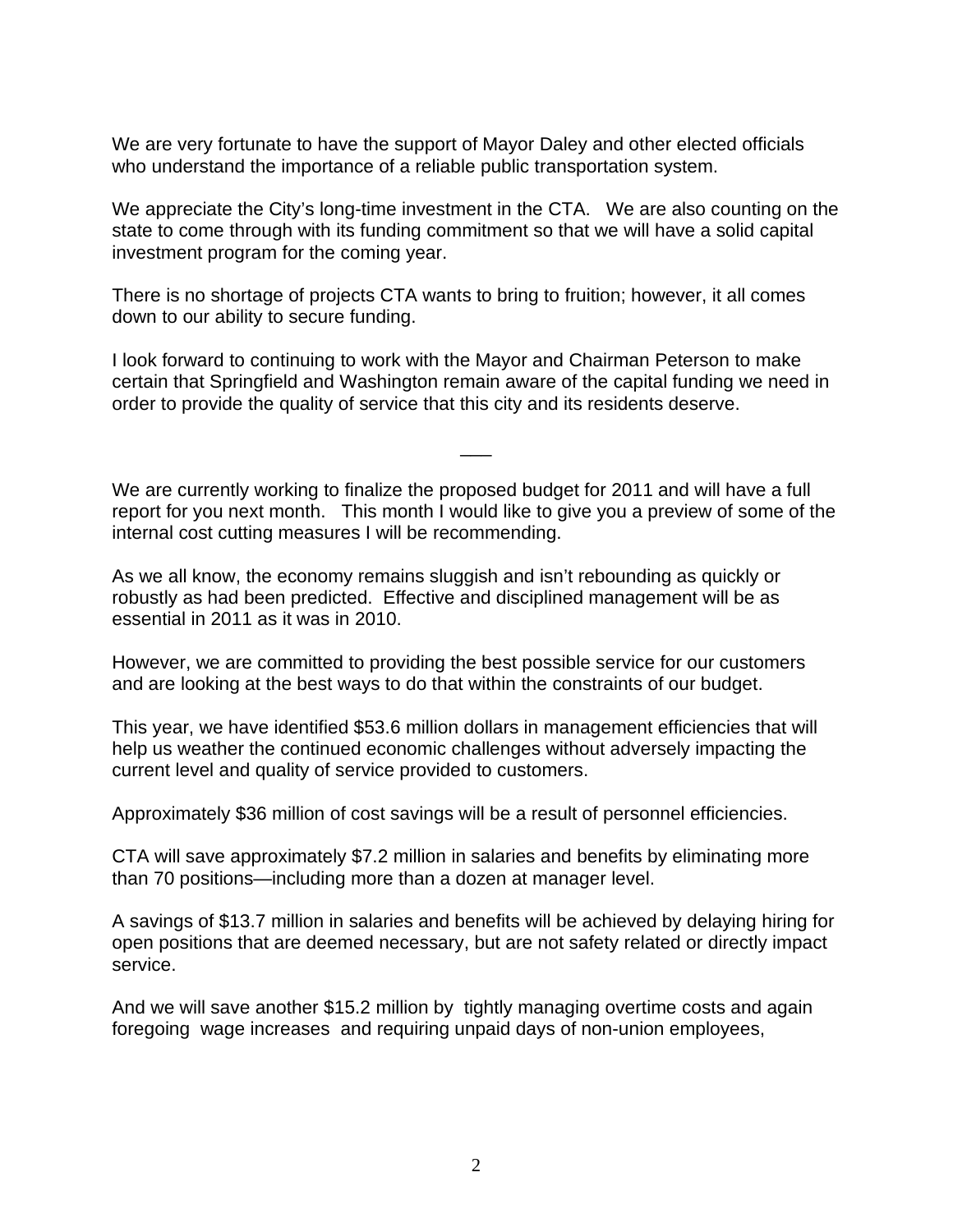We are very fortunate to have the support of Mayor Daley and other elected officials who understand the importance of a reliable public transportation system.

We appreciate the City's long-time investment in the CTA. We are also counting on the state to come through with its funding commitment so that we will have a solid capital investment program for the coming year.

There is no shortage of projects CTA wants to bring to fruition; however, it all comes down to our ability to secure funding.

I look forward to continuing to work with the Mayor and Chairman Peterson to make certain that Springfield and Washington remain aware of the capital funding we need in order to provide the quality of service that this city and its residents deserve.

\_\_\_

We are currently working to finalize the proposed budget for 2011 and will have a full report for you next month. This month I would like to give you a preview of some of the internal cost cutting measures I will be recommending.

As we all know, the economy remains sluggish and isn't rebounding as quickly or robustly as had been predicted. Effective and disciplined management will be as essential in 2011 as it was in 2010.

However, we are committed to providing the best possible service for our customers and are looking at the best ways to do that within the constraints of our budget.

This year, we have identified $53.6 million dollars in management efficiencies that will help us weather the continued economic challenges without adversely impacting the current level and quality of service provided to customers.

Approximately $36 million of cost savings will be a result of personnel efficiencies.

CTA will save approximately $7.2 million in salaries and benefits by eliminating more than 70 positions—including more than a dozen at manager level.

A savings of $13.7 million in salaries and benefits will be achieved by delaying hiring for open positions that are deemed necessary, but are not safety related or directly impact service.

And we will save another $15.2 million by tightly managing overtime costs and again foregoing wage increases and requiring unpaid days of non-union employees,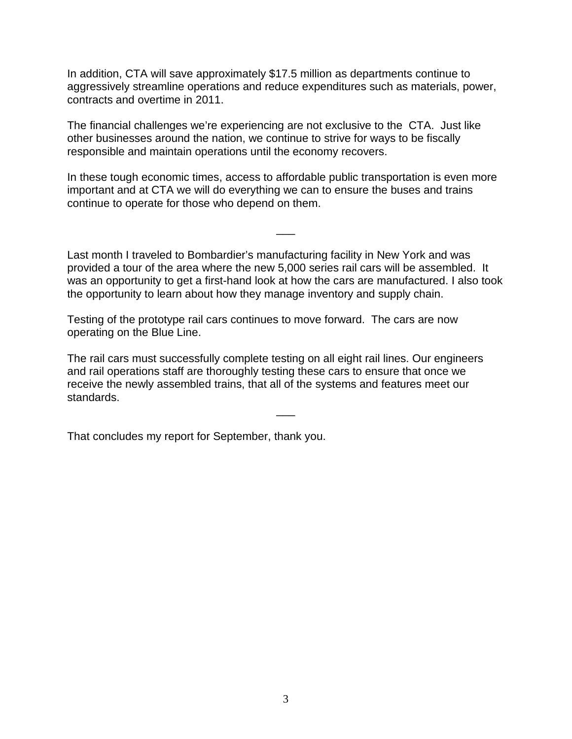In addition, CTA will save approximately $17.5 million as departments continue to aggressively streamline operations and reduce expenditures such as materials, power, contracts and overtime in 2011.

The financial challenges we're experiencing are not exclusive to the CTA. Just like other businesses around the nation, we continue to strive for ways to be fiscally responsible and maintain operations until the economy recovers.

In these tough economic times, access to affordable public transportation is even more important and at CTA we will do everything we can to ensure the buses and trains continue to operate for those who depend on them.

___

Last month I traveled to Bombardier's manufacturing facility in New York and was provided a tour of the area where the new 5,000 series rail cars will be assembled. It was an opportunity to get a first-hand look at how the cars are manufactured. I also took the opportunity to learn about how they manage inventory and supply chain.

Testing of the prototype rail cars continues to move forward. The cars are now operating on the Blue Line.

The rail cars must successfully complete testing on all eight rail lines. Our engineers and rail operations staff are thoroughly testing these cars to ensure that once we receive the newly assembled trains, that all of the systems and features meet our standards.

___

That concludes my report for September, thank you.